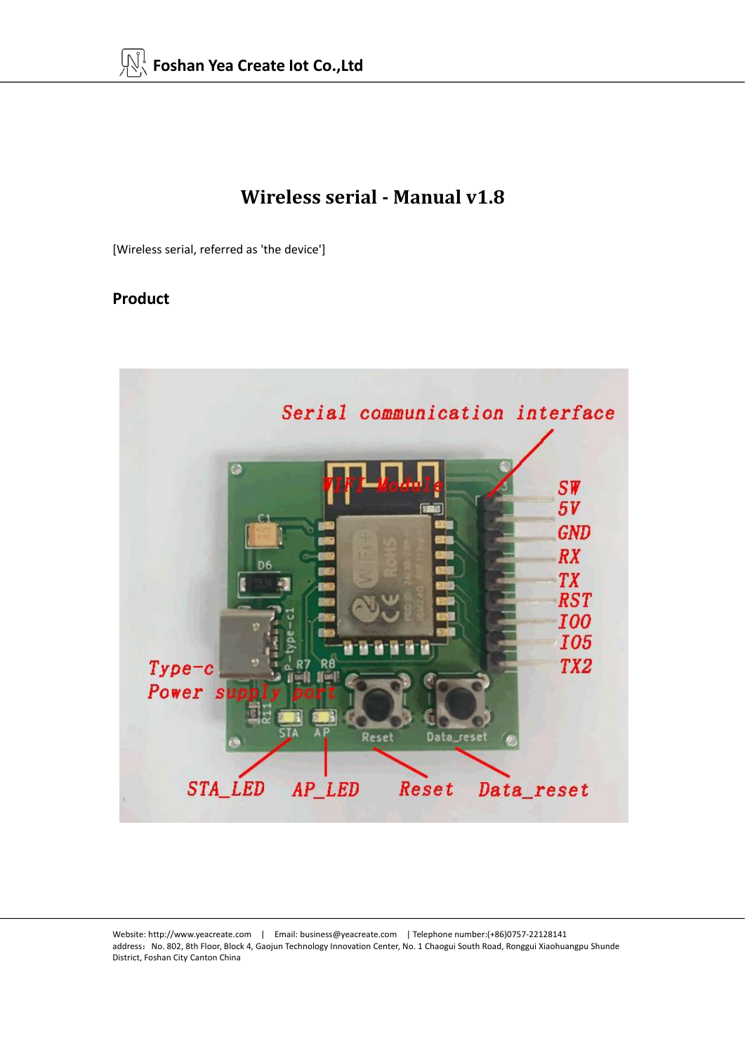# Wireless serial - Manual v1.8

[Wireless serial, referred as 'the device']

## Product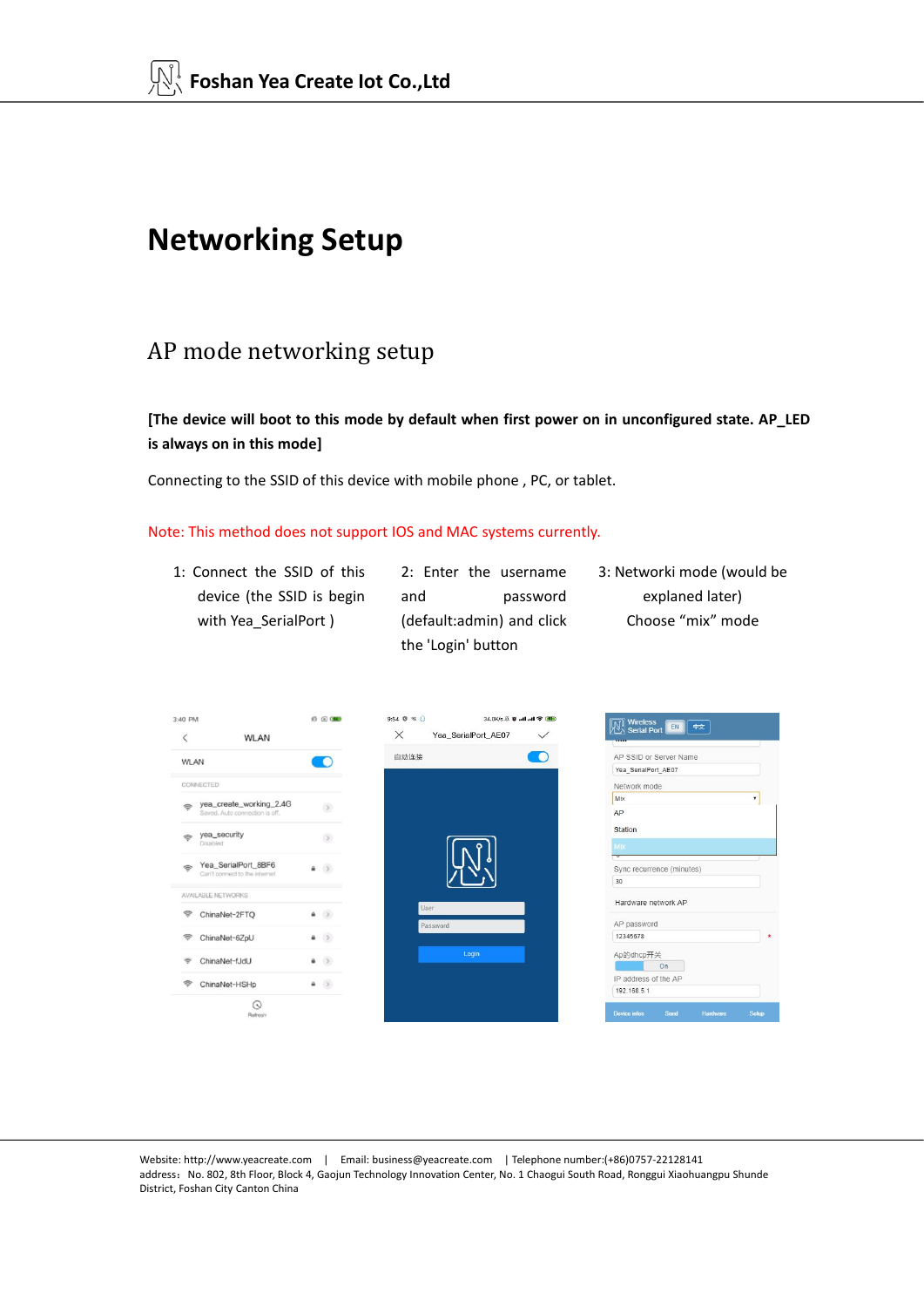# Networking Setup

## AP mode networking setup

**[The device will boot to this mode by default when first power on in unconfigured state. AP_LED is always on in this mode]**

Connecting to the SSID of this device with mobile phone , PC, or tablet.

Note: This method does not support IOS and MAC systems currently.

1: Connect the SSID of this device (the SSID is begin with Yea_SerialPort )

2: Enter the username and password (default:admin) and click the 'Login' button

3: Networki mode (would be explaned later) Choose "mix" mode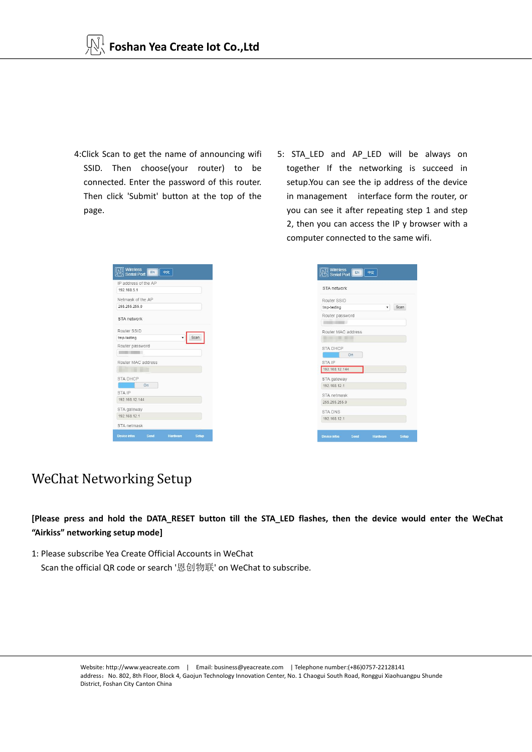4:Click Scan to get the name of announcing wifi SSID. Then choose(your router) to be connected. Enter the password of this router. Then click 'Submit' button at the top of the page.

5: STA_LED and AP_LED will be always on together If the networking is succeed in setup.You can see the ip address of the device in management interface form the router, or you can see it after repeating step 1 and step 2, then you can access the IP y browser with a computer connected to the same wifi.

# WeChat Networking Setup

**[Please press and hold the DATA_RESET button till the STA_LED flashes, then the device would enter the WeChat “Airkiss” networking setup mode]**

1: Please subscribe Yea Create Official Accounts in WeChat

Scan the official QR code or search '恩创物联' on WeChat to subscribe.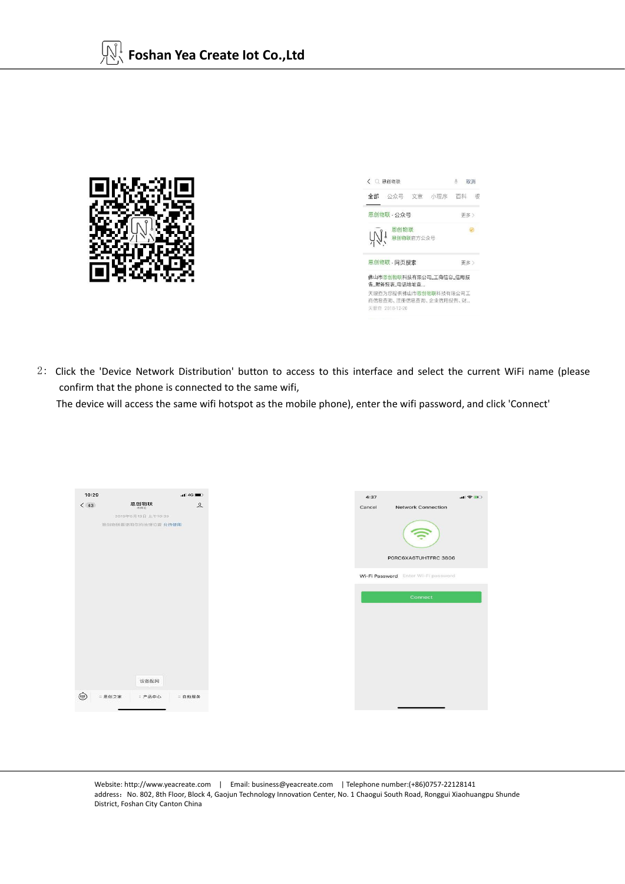2: Click the 'Device Network Distribution' button to access to this interface and select the current WiFi name (please confirm that the phone is connected to the same wifi,

The device will access the same wifi hotspot as the mobile phone), enter the wifi password, and click 'Connect'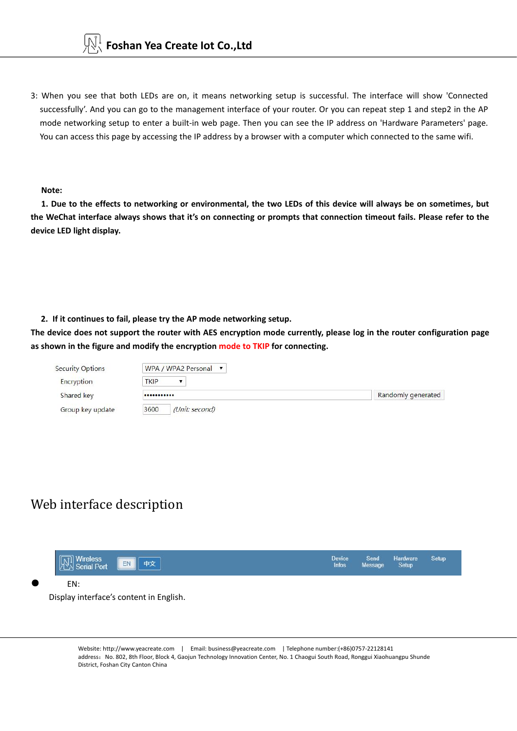3: When you see that both LEDs are on, it means networking setup is successful. The interface will show 'Connected successfully'. And you can go to the management interface of your router. Or you can repeat step 1 and step2 in the AP mode networking setup to enter a built-in web page. Then you can see the IP address on 'Hardware Parameters' page. You can access this page by accessing the IP address by a browser with a computer which connected to the same wifi.

**Note:**

**1. Due to the effects to networking or environmental, the two LEDs of this device will always be on sometimes, but the WeChat interface always shows that it's on connecting or prompts that connection timeout fails. Please refer to the device LED light display.**

**2. If it continues to fail, please try the AP mode networking setup.**

**The device does not support the router with AES encryption mode currently, please log in the router configuration page as shown in the figure and modify the encryption mode to TKIP for connecting.**

| Security Options | WPA / WPA2 Personal ▼ | |
|---|---|---|
| Encryption | TKIP ▼ | |
| Shared key | ••••••••••• | Randomly generated |
| Group key update | 3600 *(Unit: second)* | |

# Web interface description

Wireless Serial Port | EN | 中文 | Device Infos | Send Message | Hardware Setup | Setup

- EN:

  Display interface's content in English.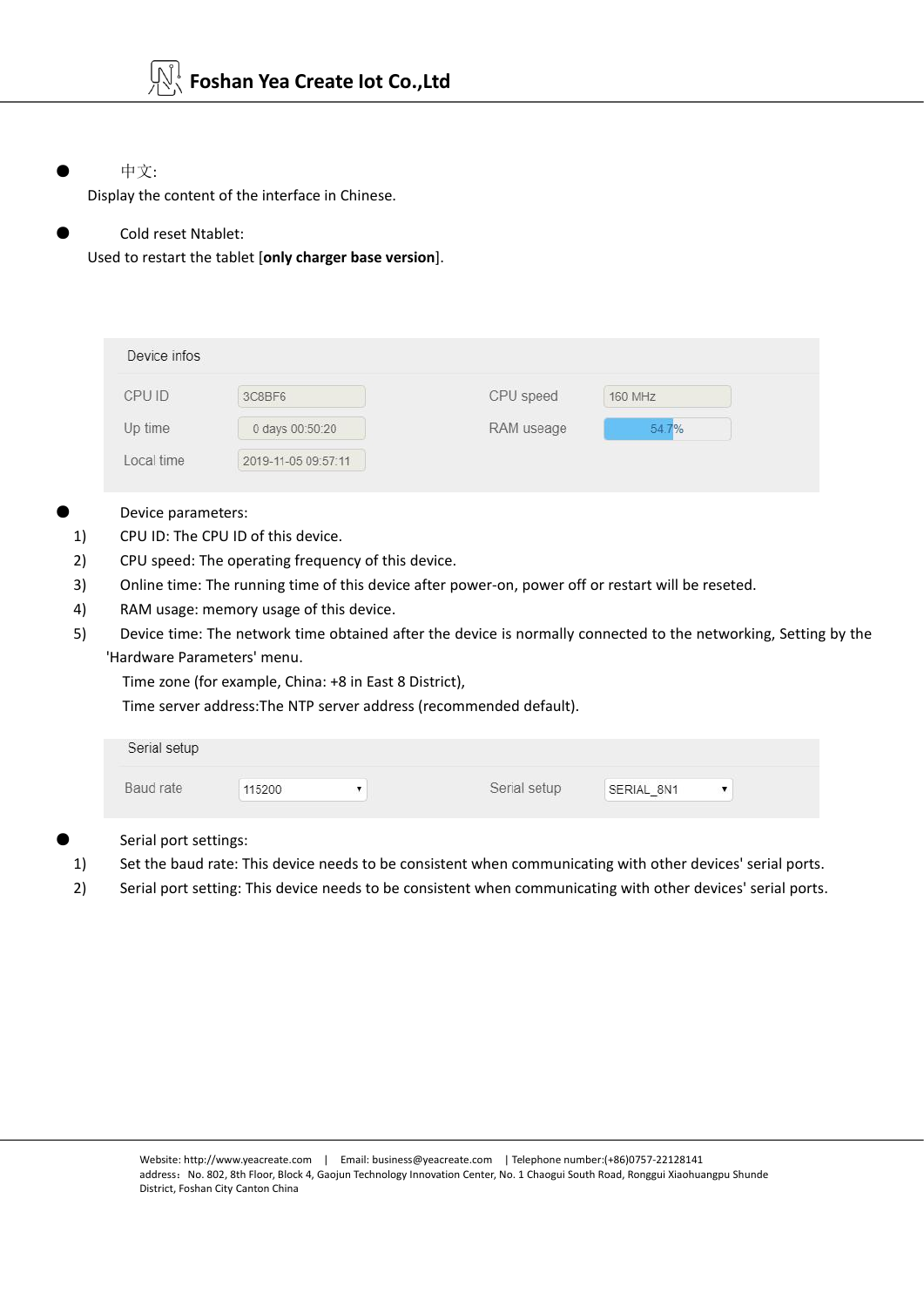- 中文:

Display the content of the interface in Chinese.

- Cold reset Ntablet:

Used to restart the tablet [**only charger base version**].

| Device infos | | | |
|---|---|---|---|
| CPU ID | 3C8BF6 | CPU speed | 160 MHz |
| Up time | 0 days 00:50:20 | RAM useage | 54.7% |
| Local time | 2019-11-05 09:57:11 | | |

- Device parameters:

1) CPU ID: The CPU ID of this device.
2) CPU speed: The operating frequency of this device.
3) Online time: The running time of this device after power-on, power off or restart will be reseted.
4) RAM usage: memory usage of this device.
5) Device time: The network time obtained after the device is normally connected to the networking, Setting by the 'Hardware Parameters' menu.

   Time zone (for example, China: +8 in East 8 District),

   Time server address:The NTP server address (recommended default).

| Serial setup | | | |
|---|---|---|---|
| Baud rate | 115200 | Serial setup | SERIAL_8N1 |

- Serial port settings:

1) Set the baud rate: This device needs to be consistent when communicating with other devices' serial ports.
2) Serial port setting: This device needs to be consistent when communicating with other devices' serial ports.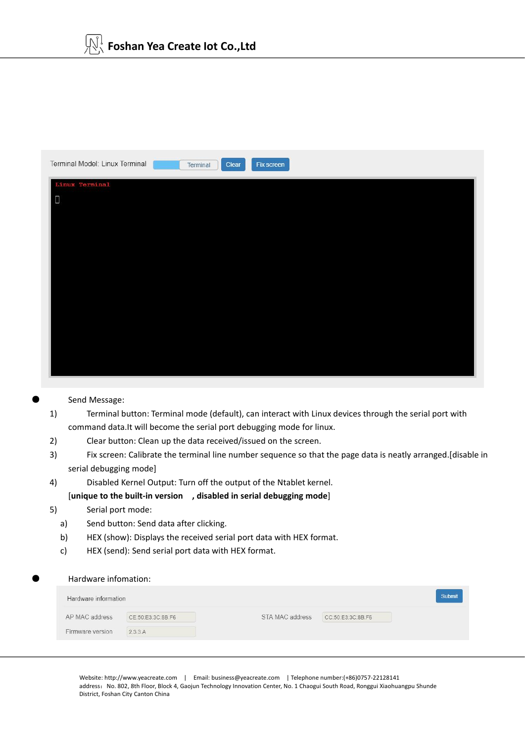Terminal Model: Linux Terminal | Terminal | Clear | Fix screen

Linux Terminal

- Send Message:

1) Terminal button: Terminal mode (default), can interact with Linux devices through the serial port with command data.It will become the serial port debugging mode for linux.
2) Clear button: Clean up the data received/issued on the screen.
3) Fix screen: Calibrate the terminal line number sequence so that the page data is neatly arranged.[disable in serial debugging mode]
4) Disabled Kernel Output: Turn off the output of the Ntablet kernel.
   [**unique to the built-in version , disabled in serial debugging mode**]
5) Serial port mode:
   a) Send button: Send data after clicking.
   b) HEX (show): Displays the received serial port data with HEX format.
   c) HEX (send): Send serial port data with HEX format.

- Hardware infomation:

Hardware information | Submit

| | | | |
|---|---|---|---|
| AP MAC address | CE:50:E3:3C:8B:F6 | STA MAC address | CC:50:E3:3C:8B:F6 |
| Firmware version | 2.3.3.A | | |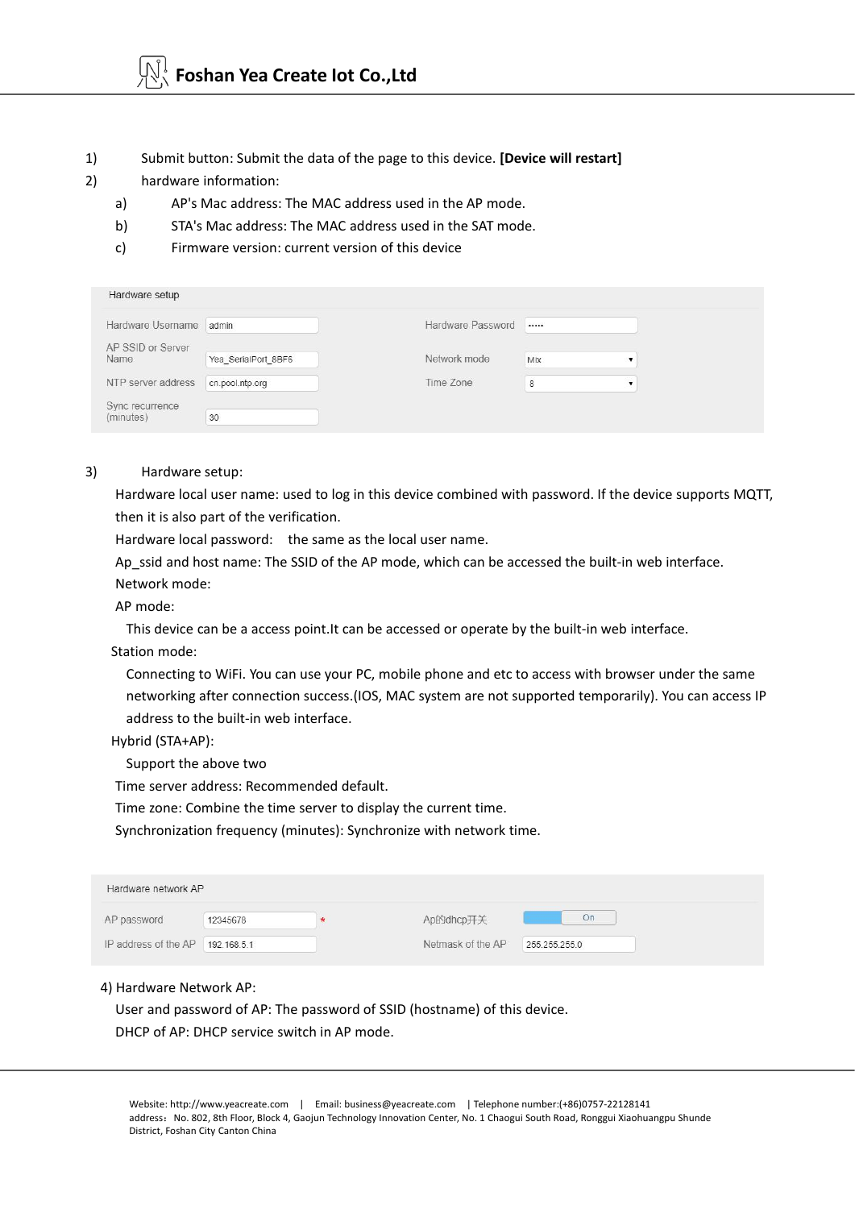1) Submit button: Submit the data of the page to this device. **[Device will restart]**
2) hardware information:
   a) AP's Mac address: The MAC address used in the AP mode.
   b) STA's Mac address: The MAC address used in the SAT mode.
   c) Firmware version: current version of this device

Hardware setup

| | | | |
|---|---|---|---|
| Hardware Username | admin | Hardware Password | ······ |
| AP SSID or Server Name | Yea_SerialPort_8BF6 | Network mode | Mix |
| NTP server address | cn.pool.ntp.org | Time Zone | 8 |
| Sync recurrence (minutes) | 30 | | |

3) Hardware setup:

Hardware local user name: used to log in this device combined with password. If the device supports MQTT, then it is also part of the verification.

Hardware local password: the same as the local user name.

Ap_ssid and host name: The SSID of the AP mode, which can be accessed the built-in web interface.

Network mode:

AP mode:

This device can be a access point.It can be accessed or operate by the built-in web interface.

Station mode:

Connecting to WiFi. You can use your PC, mobile phone and etc to access with browser under the same networking after connection success.(IOS, MAC system are not supported temporarily). You can access IP address to the built-in web interface.

Hybrid (STA+AP):

Support the above two

Time server address: Recommended default.

Time zone: Combine the time server to display the current time.

Synchronization frequency (minutes): Synchronize with network time.

Hardware network AP

| | | | |
|---|---|---|---|
| AP password | 12345678 * | Ap的dhcp开关 | On |
| IP address of the AP | 192.168.5.1 | Netmask of the AP | 255.255.255.0 |

4) Hardware Network AP:

User and password of AP: The password of SSID (hostname) of this device.

DHCP of AP: DHCP service switch in AP mode.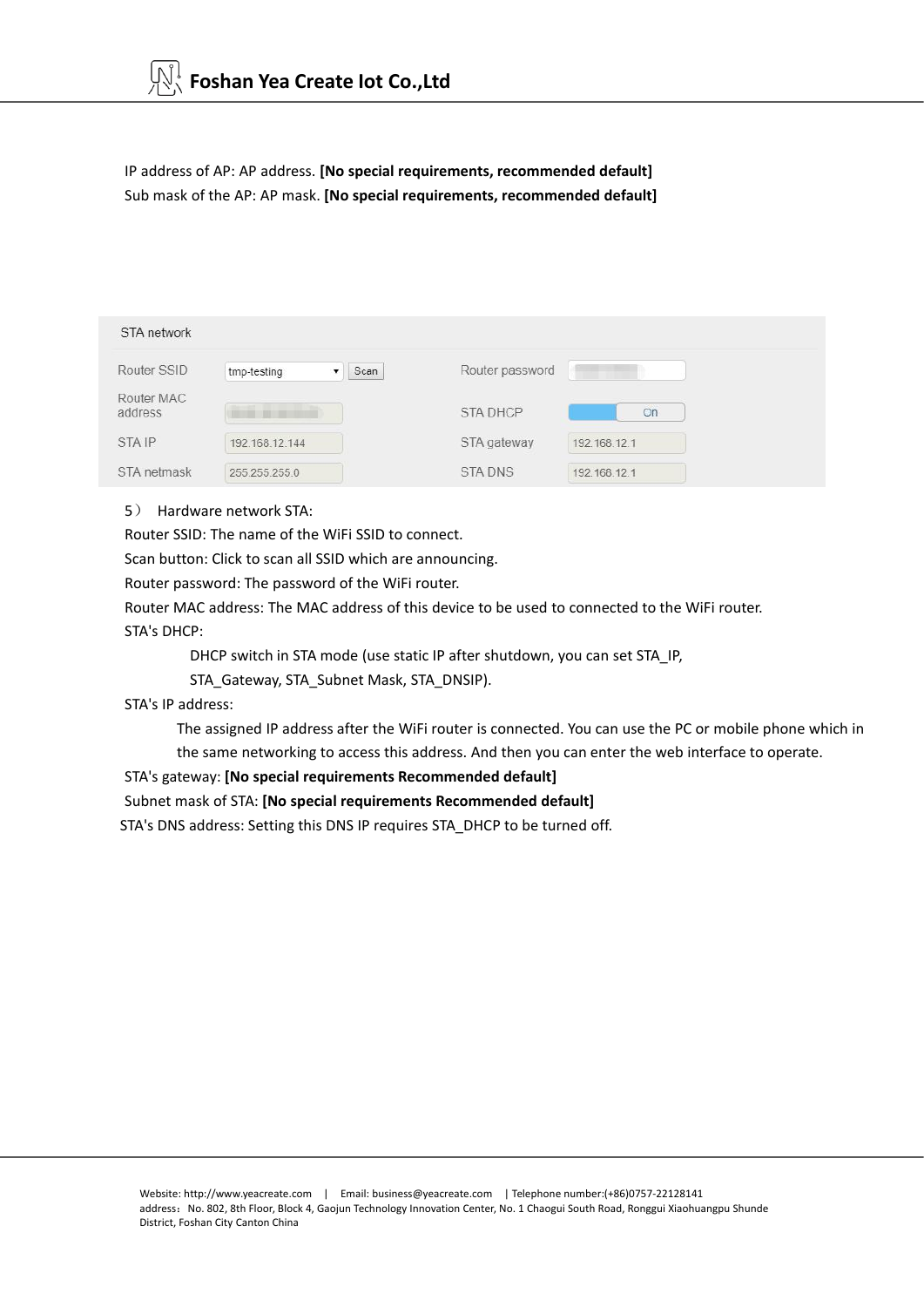IP address of AP: AP address. **[No special requirements, recommended default]**
Sub mask of the AP: AP mask. **[No special requirements, recommended default]**

STA network

| | | | |
|---|---|---|---|
| Router SSID | tmp-testing ▾ Scan | Router password | |
| Router MAC address | | STA DHCP | On |
| STA IP | 192.168.12.144 | STA gateway | 192.168.12.1 |
| STA netmask | 255.255.255.0 | STA DNS | 192.168.12.1 |

5） Hardware network STA:

Router SSID: The name of the WiFi SSID to connect.

Scan button: Click to scan all SSID which are announcing.

Router password: The password of the WiFi router.

Router MAC address: The MAC address of this device to be used to connected to the WiFi router.

STA's DHCP:

DHCP switch in STA mode (use static IP after shutdown, you can set STA_IP, STA_Gateway, STA_Subnet Mask, STA_DNSIP).

STA's IP address:

The assigned IP address after the WiFi router is connected. You can use the PC or mobile phone which in the same networking to access this address. And then you can enter the web interface to operate.

STA's gateway: **[No special requirements Recommended default]**

Subnet mask of STA: **[No special requirements Recommended default]**

STA's DNS address: Setting this DNS IP requires STA_DHCP to be turned off.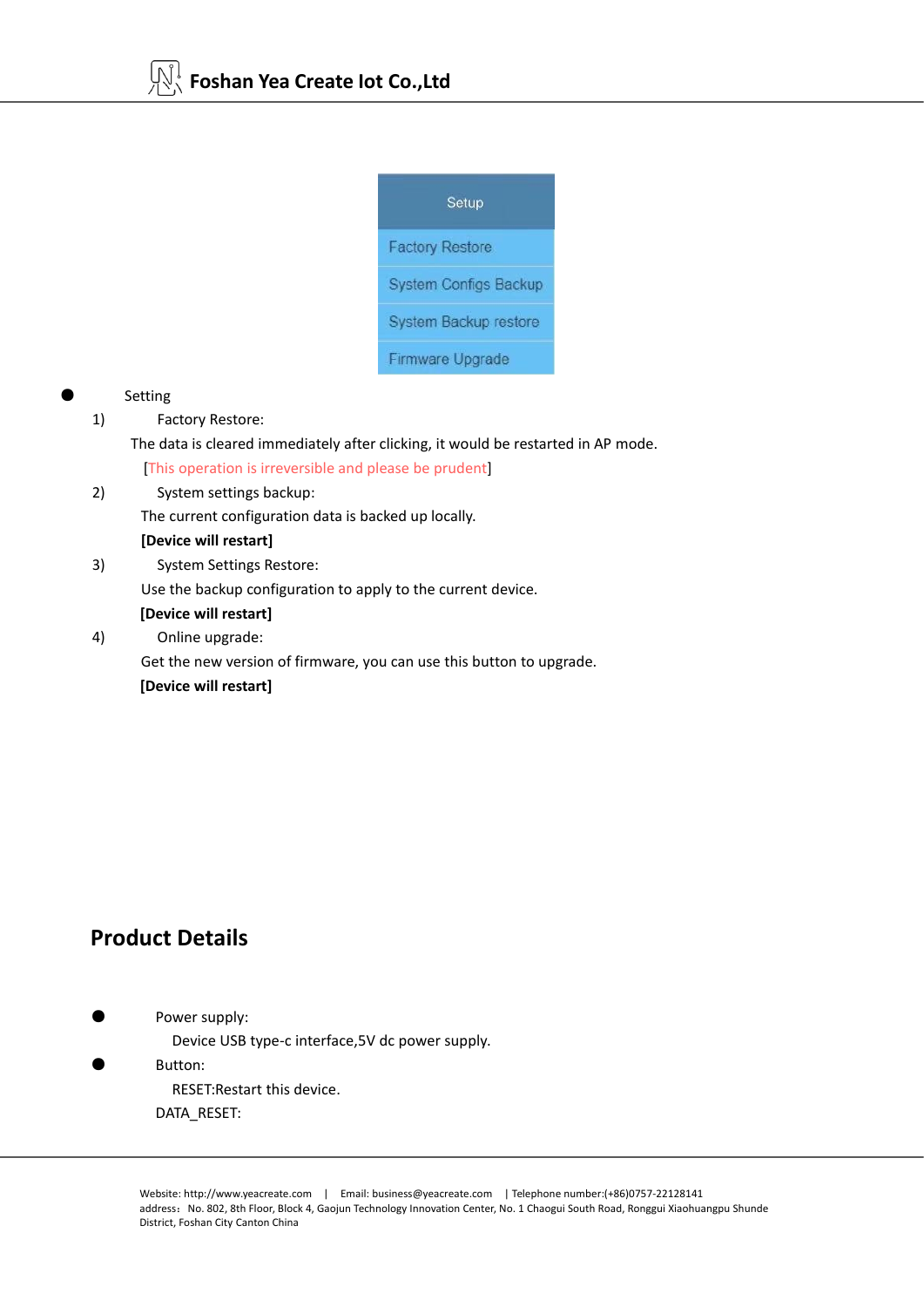Setup

Factory Restore

System Configs Backup

System Backup restore

Firmware Upgrade

- Setting

1) Factory Restore:

The data is cleared immediately after clicking, it would be restarted in AP mode.

[This operation is irreversible and please be prudent]

2) System settings backup:

The current configuration data is backed up locally.

**[Device will restart]**

3) System Settings Restore:

Use the backup configuration to apply to the current device.

**[Device will restart]**

4) Online upgrade:

Get the new version of firmware, you can use this button to upgrade.

**[Device will restart]**

## Product Details

- Power supply:

  Device USB type-c interface,5V dc power supply.

- Button:

  RESET:Restart this device.

  DATA_RESET: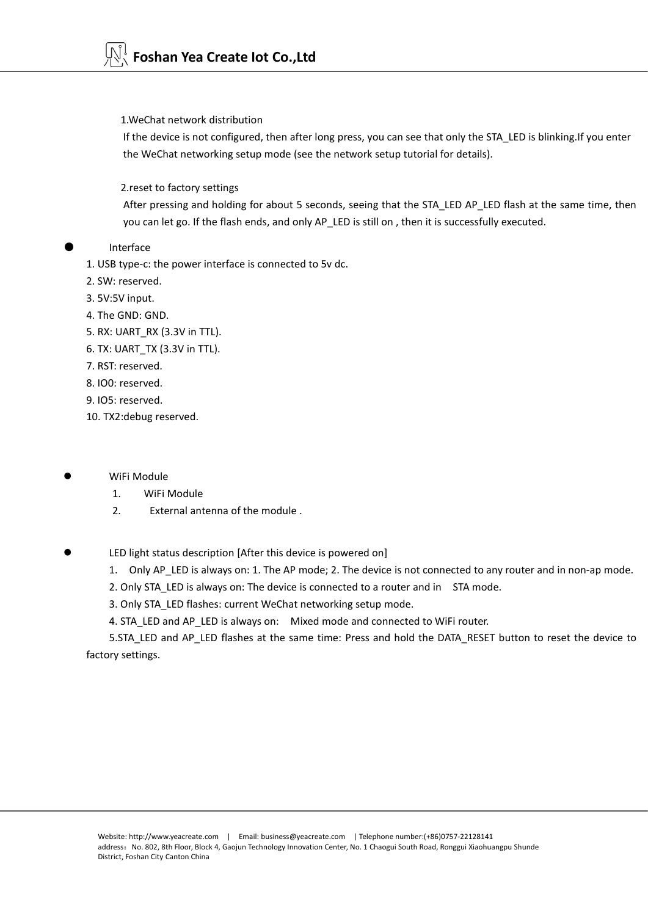1.WeChat network distribution

If the device is not configured, then after long press, you can see that only the STA_LED is blinking.If you enter the WeChat networking setup mode (see the network setup tutorial for details).

2.reset to factory settings

After pressing and holding for about 5 seconds, seeing that the STA_LED AP_LED flash at the same time, then you can let go. If the flash ends, and only AP_LED is still on , then it is successfully executed.

- Interface

1. USB type-c: the power interface is connected to 5v dc.
2. SW: reserved.
3. 5V:5V input.
4. The GND: GND.
5. RX: UART_RX (3.3V in TTL).
6. TX: UART_TX (3.3V in TTL).
7. RST: reserved.
8. IO0: reserved.
9. IO5: reserved.
10. TX2:debug reserved.

- WiFi Module

1. WiFi Module
2. External antenna of the module .

- LED light status description [After this device is powered on]

1. Only AP_LED is always on: 1. The AP mode; 2. The device is not connected to any router and in non-ap mode.
2. Only STA_LED is always on: The device is connected to a router and in STA mode.
3. Only STA_LED flashes: current WeChat networking setup mode.
4. STA_LED and AP_LED is always on: Mixed mode and connected to WiFi router.
5. STA_LED and AP_LED flashes at the same time: Press and hold the DATA_RESET button to reset the device to factory settings.